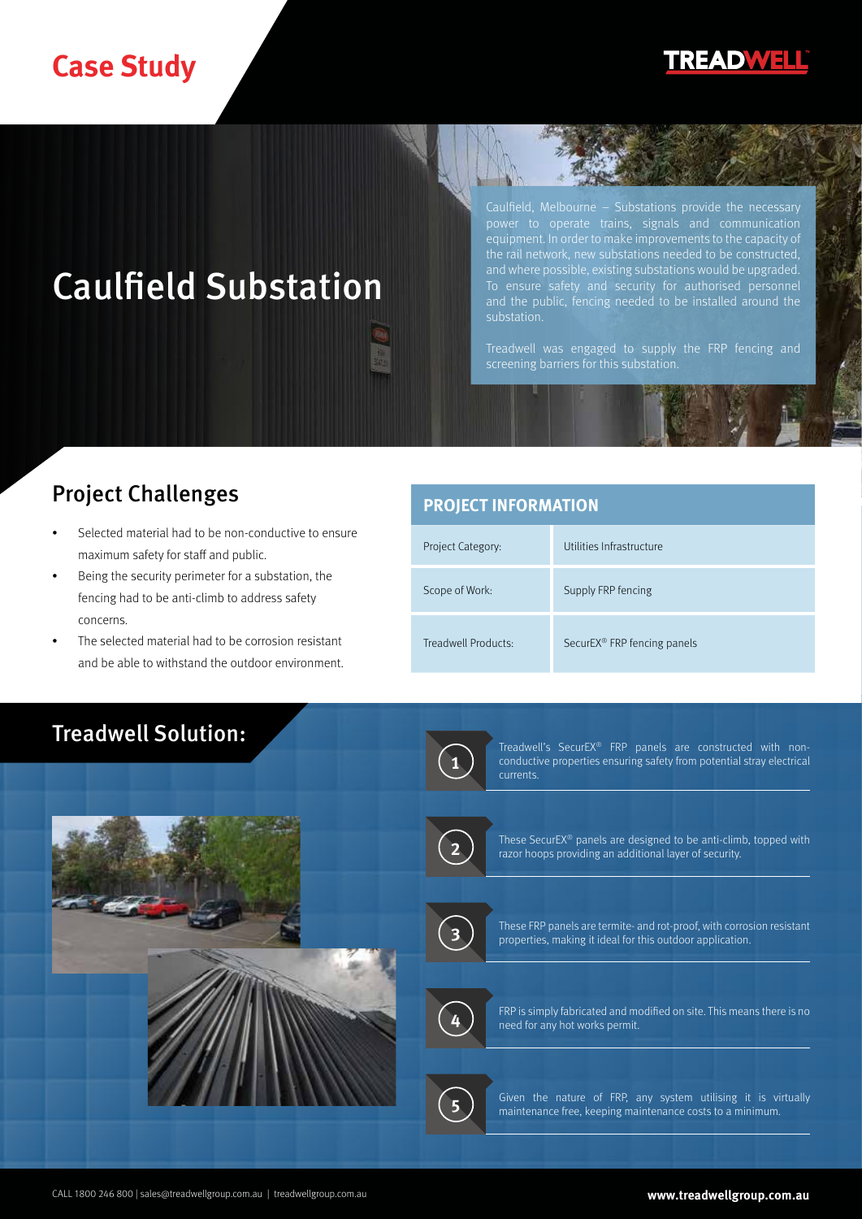Case Study

# Caulfield Substation

Caulfield, Melbourne – Substations provide the necessary power to operate trains, signals and communication equipment. In order to make improvements to the capacity of the rail network, new substations needed to be constructed, and where possible, existing substations would be upgraded. To ensure safety and security for authorised personnel and the public, fencing needed to be installed around the substation.

Treadwell was engaged to supply the FRP fencing and screening barriers for this substation.

## Project Challenges

- Selected material had to be non-conductive to ensure maximum safety for staff and public.
- Being the security perimeter for a substation, the fencing had to be anti-climb to address safety concerns.
- The selected material had to be corrosion resistant and be able to withstand the outdoor environment.

| PROJECT INFORMATION | |
|---|---|
| Project Category: | Utilities Infrastructure |
| Scope of Work: | Supply FRP fencing |
| Treadwell Products: | SecurEX® FRP fencing panels |

## Treadwell Solution:

1. Treadwell's SecurEX® FRP panels are constructed with non-conductive properties ensuring safety from potential stray electrical currents.
2. These SecurEX® panels are designed to be anti-climb, topped with razor hoops providing an additional layer of security.
3. These FRP panels are termite- and rot-proof, with corrosion resistant properties, making it ideal for this outdoor application.
4. FRP is simply fabricated and modified on site. This means there is no need for any hot works permit.
5. Given the nature of FRP, any system utilising it is virtually maintenance free, keeping maintenance costs to a minimum.

CALL 1800 246 800 | sales@treadwellgroup.com.au | treadwellgroup.com.au

**www.treadwellgroup.com.au**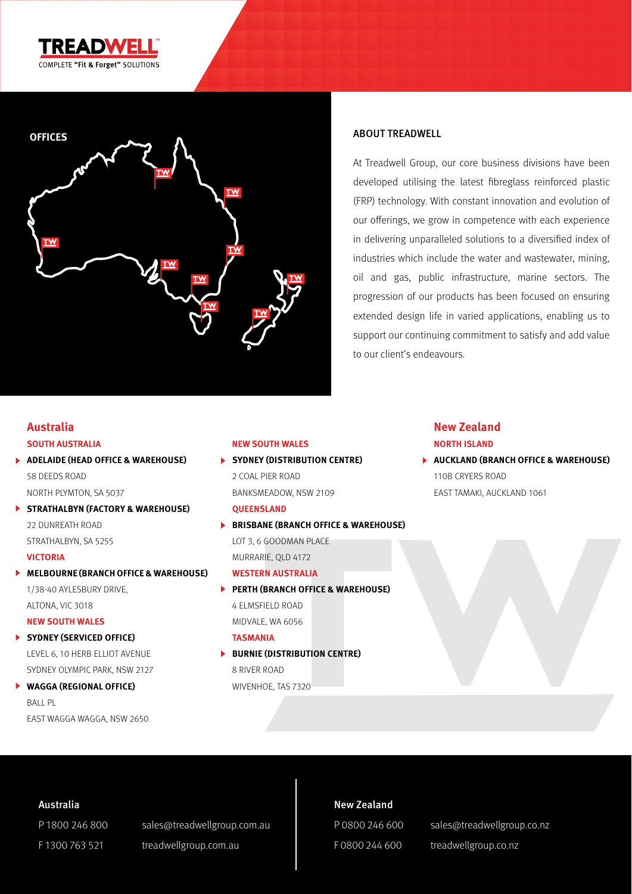**TREADWELL**™
COMPLETE **"Fit & Forget"** SOLUTIONS

**OFFICES**

TW
TW
TW
TW
TW
TW
TW
TW
TW

## ABOUT TREADWELL

At Treadwell Group, our core business divisions have been developed utilising the latest fibreglass reinforced plastic (FRP) technology. With constant innovation and evolution of our offerings, we grow in competence with each experience in delivering unparalleled solutions to a diversified index of industries which include the water and wastewater, mining, oil and gas, public infrastructure, marine sectors. The progression of our products has been focused on ensuring extended design life in varied applications, enabling us to support our continuing commitment to satisfy and add value to our client's endeavours.

## Australia

### SOUTH AUSTRALIA

- **ADELAIDE (HEAD OFFICE & WAREHOUSE)**
  58 DEEDS ROAD
  NORTH PLYMTON, SA 5037
- **STRATHALBYN (FACTORY & WAREHOUSE)**
  22 DUNREATH ROAD
  STRATHALBYN, SA 5255

### VICTORIA

- **MELBOURNE (BRANCH OFFICE & WAREHOUSE)**
  1/38-40 AYLESBURY DRIVE,
  ALTONA, VIC 3018

### NEW SOUTH WALES

- **SYDNEY (SERVICED OFFICE)**
  LEVEL 6, 10 HERB ELLIOT AVENUE
  SYDNEY OLYMPIC PARK, NSW 2127
- **WAGGA (REGIONAL OFFICE)**
  BALL PL
  EAST WAGGA WAGGA, NSW 2650

### NEW SOUTH WALES

- **SYDNEY (DISTRIBUTION CENTRE)**
  2 COAL PIER ROAD
  BANKSMEADOW, NSW 2109

### QUEENSLAND

- **BRISBANE (BRANCH OFFICE & WAREHOUSE)**
  LOT 3, 6 GOODMAN PLACE
  MURRARIE, QLD 4172

### WESTERN AUSTRALIA

- **PERTH (BRANCH OFFICE & WAREHOUSE)**
  4 ELMSFIELD ROAD
  MIDVALE, WA 6056

### TASMANIA

- **BURNIE (DISTRIBUTION CENTRE)**
  8 RIVER ROAD
  WIVENHOE, TAS 7320

## New Zealand

### NORTH ISLAND

- **AUCKLAND (BRANCH OFFICE & WAREHOUSE)**
  110B CRYERS ROAD
  EAST TAMAKI, AUCKLAND 1061

TW

**Australia**

P 1800 246 800
F 1300 763 521
sales@treadwellgroup.com.au
treadwellgroup.com.au

**New Zealand**

P 0800 246 600
F 0800 244 600
sales@treadwellgroup.co.nz
treadwellgroup.co.nz